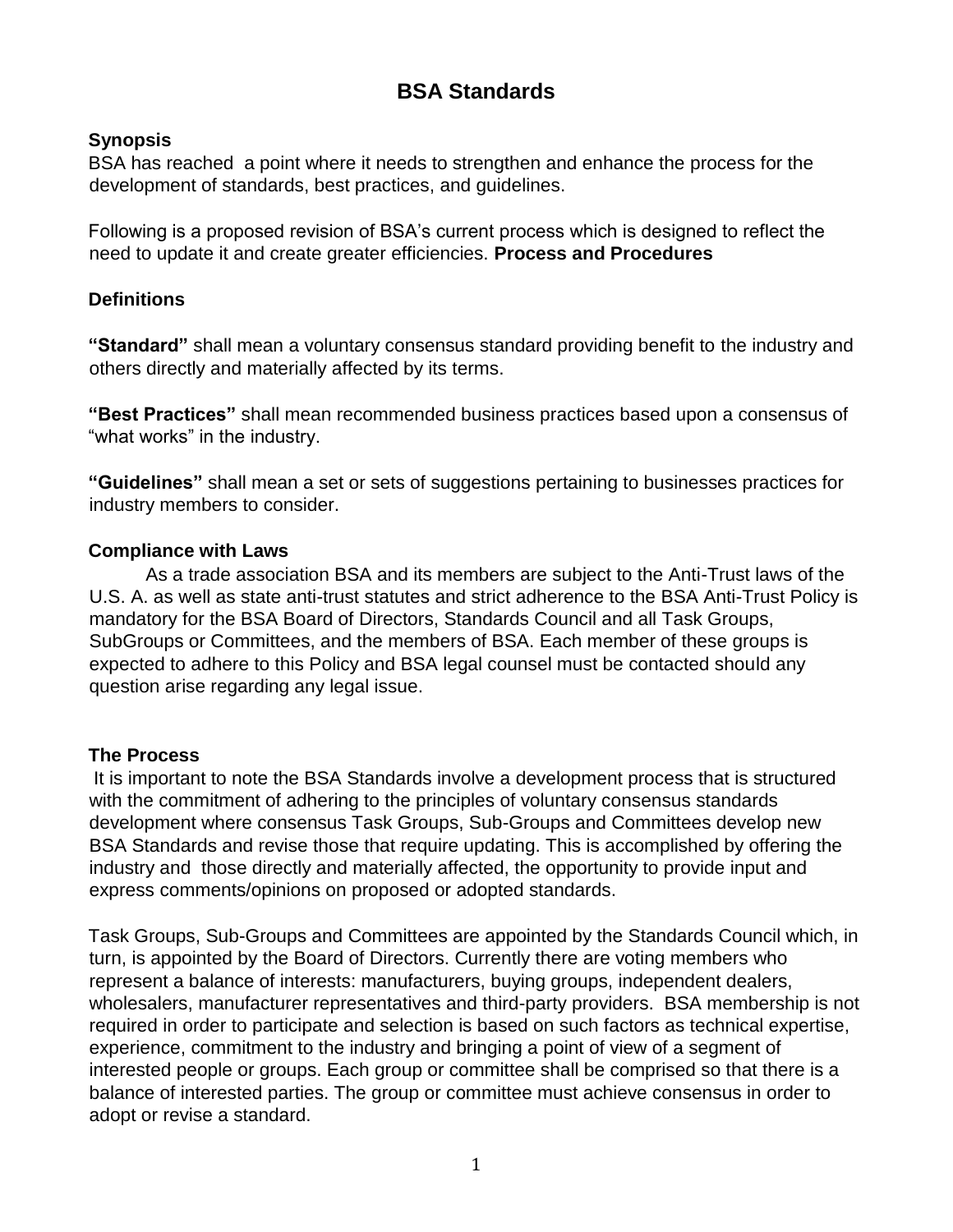# BSA Standards

## Synopsis

BSA has reached a point where it needs to strengthen and enhance the process for the development of standards, best practices, and guidelines.

Following is a proposed revision of BSA's current process which is designed to reflect the need to update it and create greater efficiencies. **Process and Procedures**

## Definitions

**"Standard"** shall mean a voluntary consensus standard providing benefit to the industry and others directly and materially affected by its terms.

**"Best Practices"** shall mean recommended business practices based upon a consensus of "what works" in the industry.

**"Guidelines"** shall mean a set or sets of suggestions pertaining to businesses practices for industry members to consider.

## Compliance with Laws

As a trade association BSA and its members are subject to the Anti-Trust laws of the U.S. A. as well as state anti-trust statutes and strict adherence to the BSA Anti-Trust Policy is mandatory for the BSA Board of Directors, Standards Council and all Task Groups, SubGroups or Committees, and the members of BSA. Each member of these groups is expected to adhere to this Policy and BSA legal counsel must be contacted should any question arise regarding any legal issue.

## The Process

It is important to note the BSA Standards involve a development process that is structured with the commitment of adhering to the principles of voluntary consensus standards development where consensus Task Groups, Sub-Groups and Committees develop new BSA Standards and revise those that require updating. This is accomplished by offering the industry and those directly and materially affected, the opportunity to provide input and express comments/opinions on proposed or adopted standards.

Task Groups, Sub-Groups and Committees are appointed by the Standards Council which, in turn, is appointed by the Board of Directors. Currently there are voting members who represent a balance of interests: manufacturers, buying groups, independent dealers, wholesalers, manufacturer representatives and third-party providers. BSA membership is not required in order to participate and selection is based on such factors as technical expertise, experience, commitment to the industry and bringing a point of view of a segment of interested people or groups. Each group or committee shall be comprised so that there is a balance of interested parties. The group or committee must achieve consensus in order to adopt or revise a standard.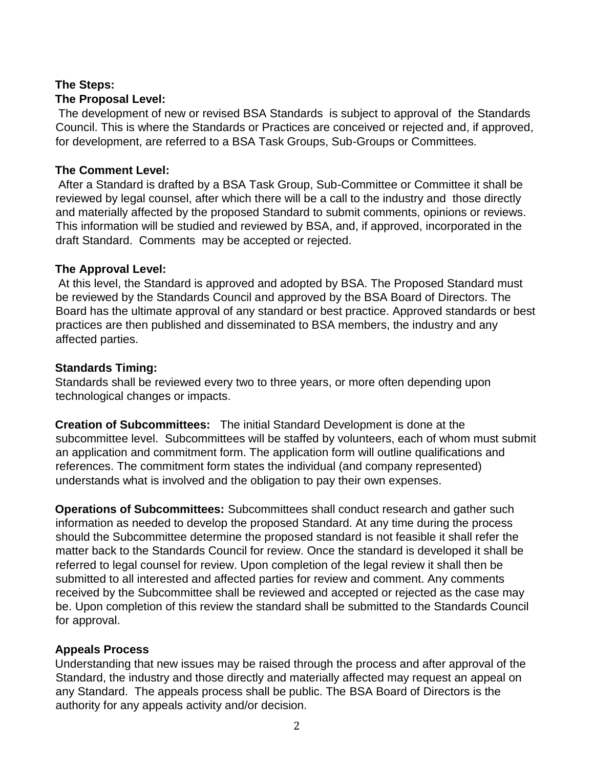**The Steps:**

**The Proposal Level:**

The development of new or revised BSA Standards is subject to approval of the Standards Council. This is where the Standards or Practices are conceived or rejected and, if approved, for development, are referred to a BSA Task Groups, Sub-Groups or Committees.

**The Comment Level:**

After a Standard is drafted by a BSA Task Group, Sub-Committee or Committee it shall be reviewed by legal counsel, after which there will be a call to the industry and those directly and materially affected by the proposed Standard to submit comments, opinions or reviews. This information will be studied and reviewed by BSA, and, if approved, incorporated in the draft Standard. Comments may be accepted or rejected.

**The Approval Level:**

At this level, the Standard is approved and adopted by BSA. The Proposed Standard must be reviewed by the Standards Council and approved by the BSA Board of Directors. The Board has the ultimate approval of any standard or best practice. Approved standards or best practices are then published and disseminated to BSA members, the industry and any affected parties.

**Standards Timing:**

Standards shall be reviewed every two to three years, or more often depending upon technological changes or impacts.

**Creation of Subcommittees:** The initial Standard Development is done at the subcommittee level. Subcommittees will be staffed by volunteers, each of whom must submit an application and commitment form. The application form will outline qualifications and references. The commitment form states the individual (and company represented) understands what is involved and the obligation to pay their own expenses.

**Operations of Subcommittees:** Subcommittees shall conduct research and gather such information as needed to develop the proposed Standard. At any time during the process should the Subcommittee determine the proposed standard is not feasible it shall refer the matter back to the Standards Council for review. Once the standard is developed it shall be referred to legal counsel for review. Upon completion of the legal review it shall then be submitted to all interested and affected parties for review and comment. Any comments received by the Subcommittee shall be reviewed and accepted or rejected as the case may be. Upon completion of this review the standard shall be submitted to the Standards Council for approval.

**Appeals Process**

Understanding that new issues may be raised through the process and after approval of the Standard, the industry and those directly and materially affected may request an appeal on any Standard. The appeals process shall be public. The BSA Board of Directors is the authority for any appeals activity and/or decision.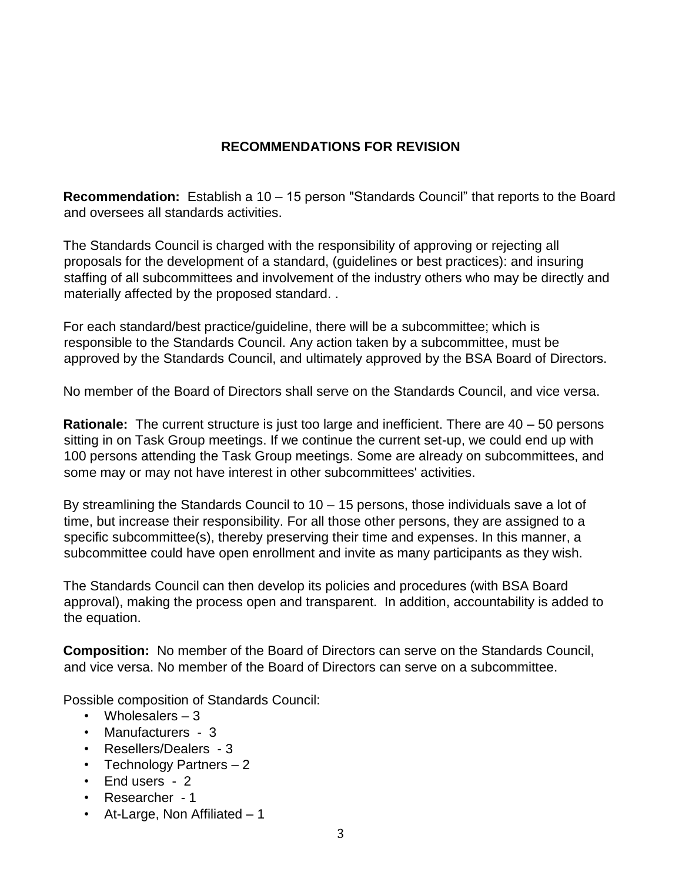## RECOMMENDATIONS FOR REVISION

**Recommendation:** Establish a 10 – 15 person "Standards Council" that reports to the Board and oversees all standards activities.

The Standards Council is charged with the responsibility of approving or rejecting all proposals for the development of a standard, (guidelines or best practices): and insuring staffing of all subcommittees and involvement of the industry others who may be directly and materially affected by the proposed standard. .

For each standard/best practice/guideline, there will be a subcommittee; which is responsible to the Standards Council. Any action taken by a subcommittee, must be approved by the Standards Council, and ultimately approved by the BSA Board of Directors.

No member of the Board of Directors shall serve on the Standards Council, and vice versa.

**Rationale:** The current structure is just too large and inefficient. There are 40 – 50 persons sitting in on Task Group meetings. If we continue the current set-up, we could end up with 100 persons attending the Task Group meetings. Some are already on subcommittees, and some may or may not have interest in other subcommittees' activities.

By streamlining the Standards Council to 10 – 15 persons, those individuals save a lot of time, but increase their responsibility. For all those other persons, they are assigned to a specific subcommittee(s), thereby preserving their time and expenses. In this manner, a subcommittee could have open enrollment and invite as many participants as they wish.

The Standards Council can then develop its policies and procedures (with BSA Board approval), making the process open and transparent. In addition, accountability is added to the equation.

**Composition:** No member of the Board of Directors can serve on the Standards Council, and vice versa. No member of the Board of Directors can serve on a subcommittee.

Possible composition of Standards Council:

- Wholesalers – 3
- Manufacturers - 3
- Resellers/Dealers - 3
- Technology Partners – 2
- End users - 2
- Researcher - 1
- At-Large, Non Affiliated – 1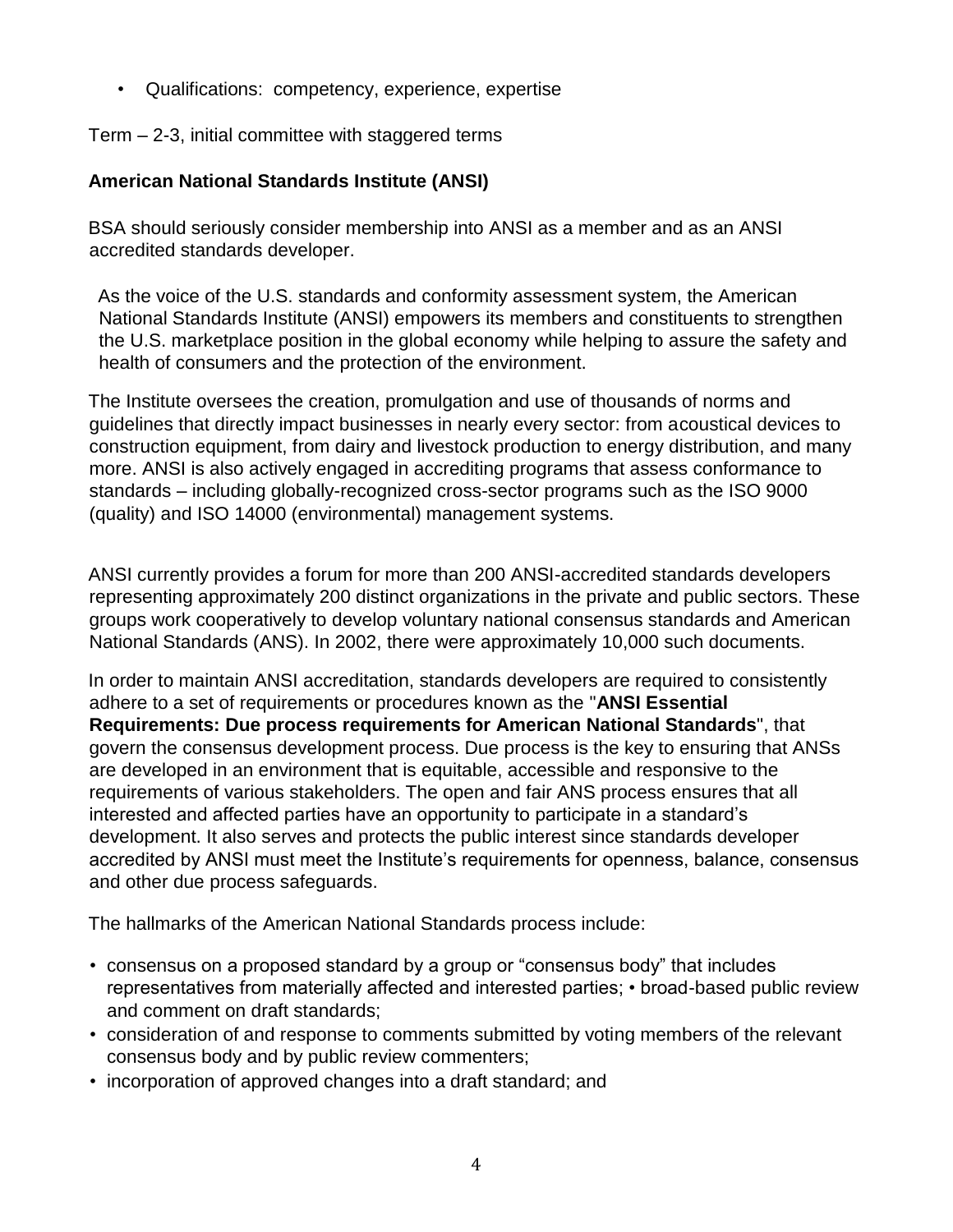- Qualifications: competency, experience, expertise

Term – 2-3, initial committee with staggered terms

**American National Standards Institute (ANSI)**

BSA should seriously consider membership into ANSI as a member and as an ANSI accredited standards developer.

As the voice of the U.S. standards and conformity assessment system, the American National Standards Institute (ANSI) empowers its members and constituents to strengthen the U.S. marketplace position in the global economy while helping to assure the safety and health of consumers and the protection of the environment.

The Institute oversees the creation, promulgation and use of thousands of norms and guidelines that directly impact businesses in nearly every sector: from acoustical devices to construction equipment, from dairy and livestock production to energy distribution, and many more. ANSI is also actively engaged in accrediting programs that assess conformance to standards – including globally-recognized cross-sector programs such as the ISO 9000 (quality) and ISO 14000 (environmental) management systems.

ANSI currently provides a forum for more than 200 ANSI-accredited standards developers representing approximately 200 distinct organizations in the private and public sectors. These groups work cooperatively to develop voluntary national consensus standards and American National Standards (ANS). In 2002, there were approximately 10,000 such documents.

In order to maintain ANSI accreditation, standards developers are required to consistently adhere to a set of requirements or procedures known as the "**ANSI Essential Requirements: Due process requirements for American National Standards**", that govern the consensus development process. Due process is the key to ensuring that ANSs are developed in an environment that is equitable, accessible and responsive to the requirements of various stakeholders. The open and fair ANS process ensures that all interested and affected parties have an opportunity to participate in a standard's development. It also serves and protects the public interest since standards developer accredited by ANSI must meet the Institute's requirements for openness, balance, consensus and other due process safeguards.

The hallmarks of the American National Standards process include:

- consensus on a proposed standard by a group or "consensus body" that includes representatives from materially affected and interested parties; • broad-based public review and comment on draft standards;
- consideration of and response to comments submitted by voting members of the relevant consensus body and by public review commenters;
- incorporation of approved changes into a draft standard; and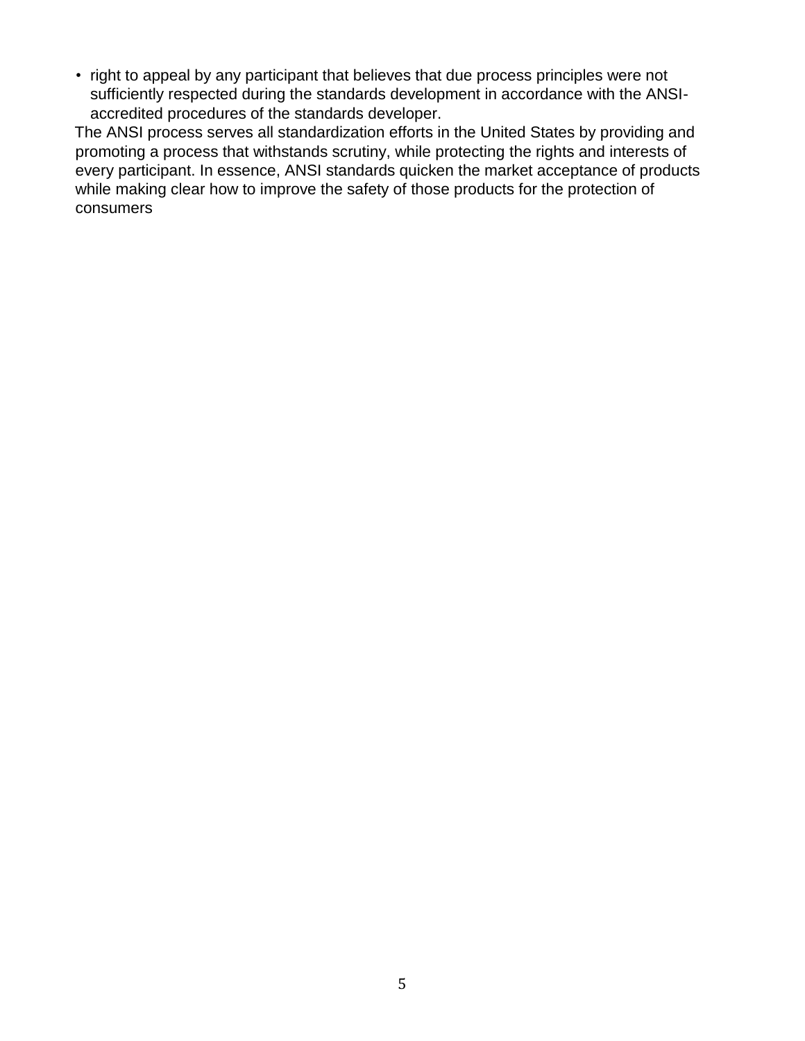- right to appeal by any participant that believes that due process principles were not sufficiently respected during the standards development in accordance with the ANSI-accredited procedures of the standards developer.

The ANSI process serves all standardization efforts in the United States by providing and promoting a process that withstands scrutiny, while protecting the rights and interests of every participant. In essence, ANSI standards quicken the market acceptance of products while making clear how to improve the safety of those products for the protection of consumers